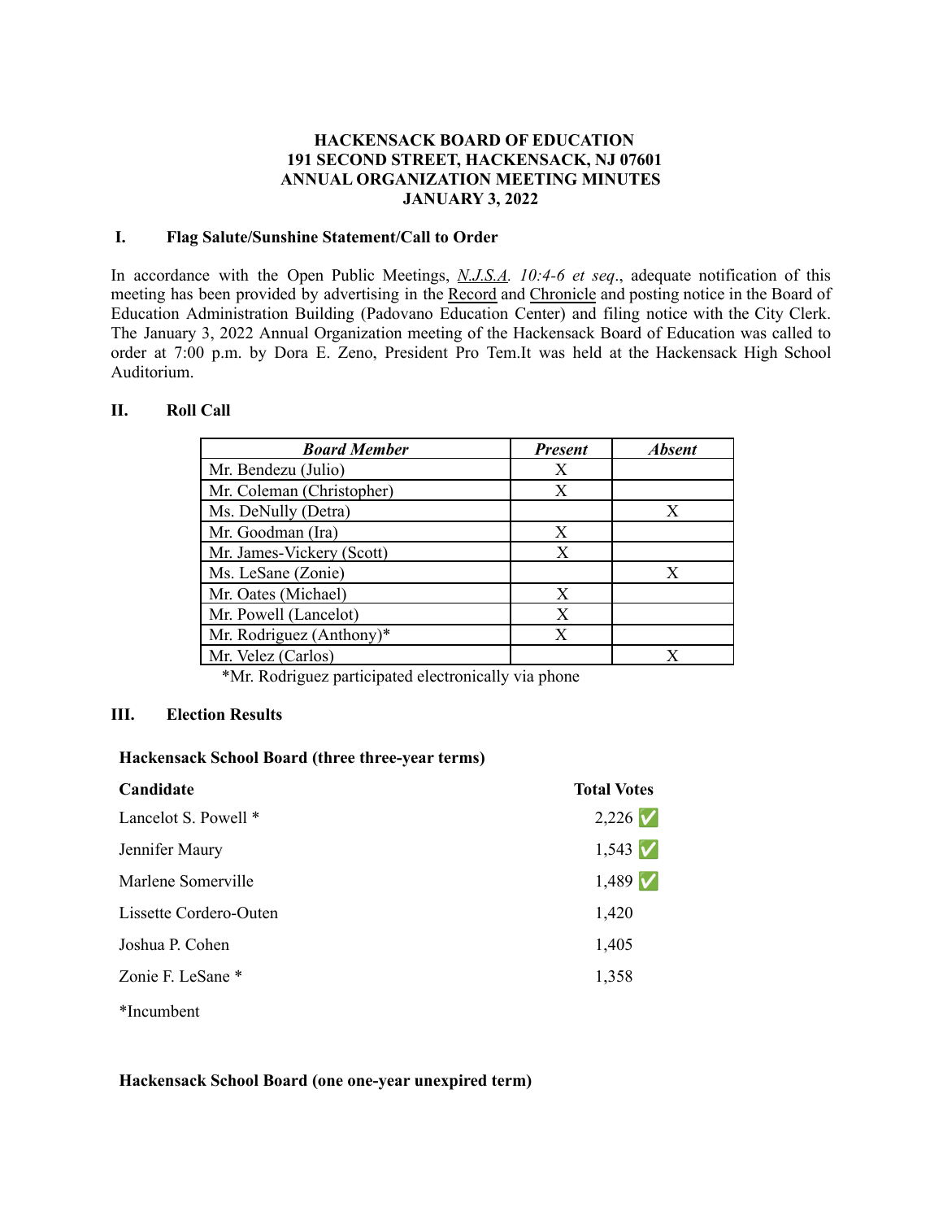**HACKENSACK BOARD OF EDUCATION**
**191 SECOND STREET, HACKENSACK, NJ 07601**
**ANNUAL ORGANIZATION MEETING MINUTES**
**JANUARY 3, 2022**

## I. Flag Salute/Sunshine Statement/Call to Order

In accordance with the Open Public Meetings, *N.J.S.A. 10:4-6 et seq*., adequate notification of this meeting has been provided by advertising in the Record and Chronicle and posting notice in the Board of Education Administration Building (Padovano Education Center) and filing notice with the City Clerk. The January 3, 2022 Annual Organization meeting of the Hackensack Board of Education was called to order at 7:00 p.m. by Dora E. Zeno, President Pro Tem.It was held at the Hackensack High School Auditorium.

## II. Roll Call

| *Board Member* | *Present* | *Absent* |
|---|---|---|
| Mr. Bendezu (Julio) | X | |
| Mr. Coleman (Christopher) | X | |
| Ms. DeNully (Detra) | | X |
| Mr. Goodman (Ira) | X | |
| Mr. James-Vickery (Scott) | X | |
| Ms. LeSane (Zonie) | | X |
| Mr. Oates (Michael) | X | |
| Mr. Powell (Lancelot) | X | |
| Mr. Rodriguez (Anthony)* | X | |
| Mr. Velez (Carlos) | | X |

*Mr. Rodriguez participated electronically via phone

## III. Election Results

**Hackensack School Board (three three-year terms)**

| Candidate | Total Votes |
|---|---|
| Lancelot S. Powell * | 2,226 ✅ |
| Jennifer Maury | 1,543 ✅ |
| Marlene Somerville | 1,489 ✅ |
| Lissette Cordero-Outen | 1,420 |
| Joshua P. Cohen | 1,405 |
| Zonie F. LeSane * | 1,358 |

*Incumbent

**Hackensack School Board (one one-year unexpired term)**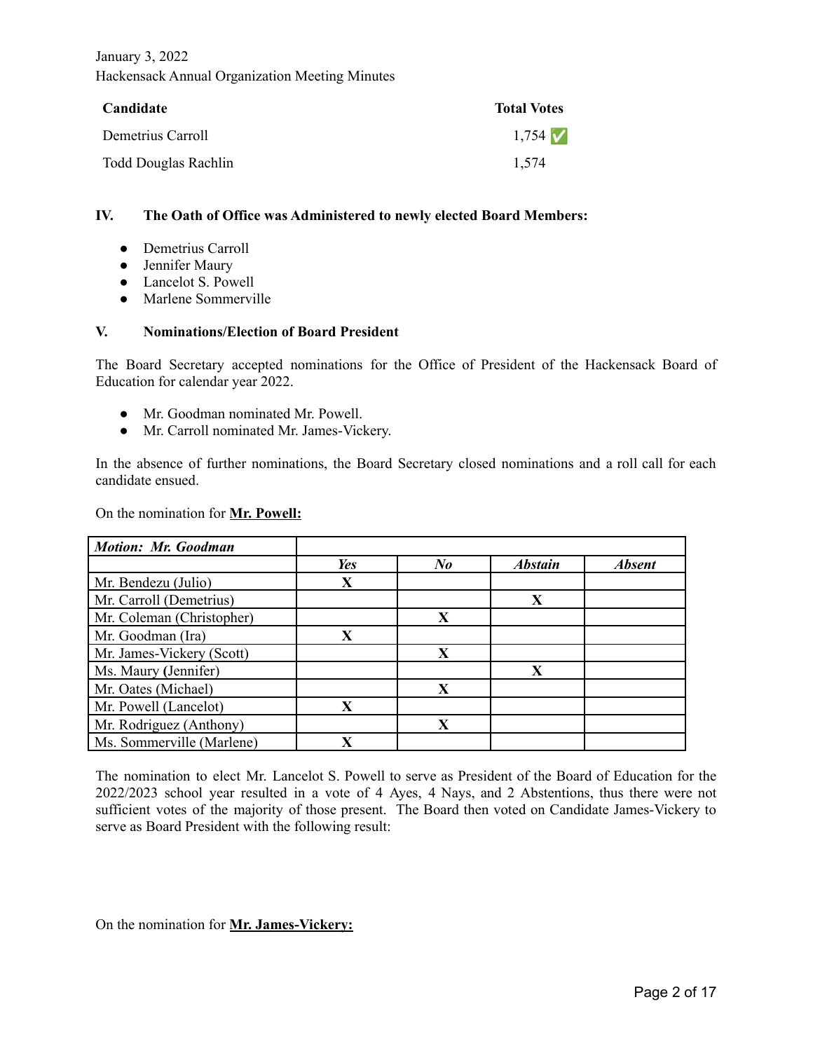| Candidate | Total Votes |
|---|---|
| Demetrius Carroll | 1,754 ✅ |
| Todd Douglas Rachlin | 1,574 |

## IV. The Oath of Office was Administered to newly elected Board Members:

- Demetrius Carroll
- Jennifer Maury
- Lancelot S. Powell
- Marlene Sommerville

## V. Nominations/Election of Board President

The Board Secretary accepted nominations for the Office of President of the Hackensack Board of Education for calendar year 2022.

- Mr. Goodman nominated Mr. Powell.
- Mr. Carroll nominated Mr. James-Vickery.

In the absence of further nominations, the Board Secretary closed nominations and a roll call for each candidate ensued.

On the nomination for **Mr. Powell:**

| ***Motion: Mr. Goodman*** | | | | |
|---|---|---|---|---|
| | ***Yes*** | ***No*** | ***Abstain*** | ***Absent*** |
| Mr. Bendezu (Julio) | X | | | |
| Mr. Carroll (Demetrius) | | | X | |
| Mr. Coleman (Christopher) | | X | | |
| Mr. Goodman (Ira) | X | | | |
| Mr. James-Vickery (Scott) | | X | | |
| Ms. Maury (Jennifer) | | | X | |
| Mr. Oates (Michael) | | X | | |
| Mr. Powell (Lancelot) | X | | | |
| Mr. Rodriguez (Anthony) | | X | | |
| Ms. Sommerville (Marlene) | X | | | |

The nomination to elect Mr. Lancelot S. Powell to serve as President of the Board of Education for the 2022/2023 school year resulted in a vote of 4 Ayes, 4 Nays, and 2 Abstentions, thus there were not sufficient votes of the majority of those present. The Board then voted on Candidate James-Vickery to serve as Board President with the following result:

On the nomination for **Mr. James-Vickery:**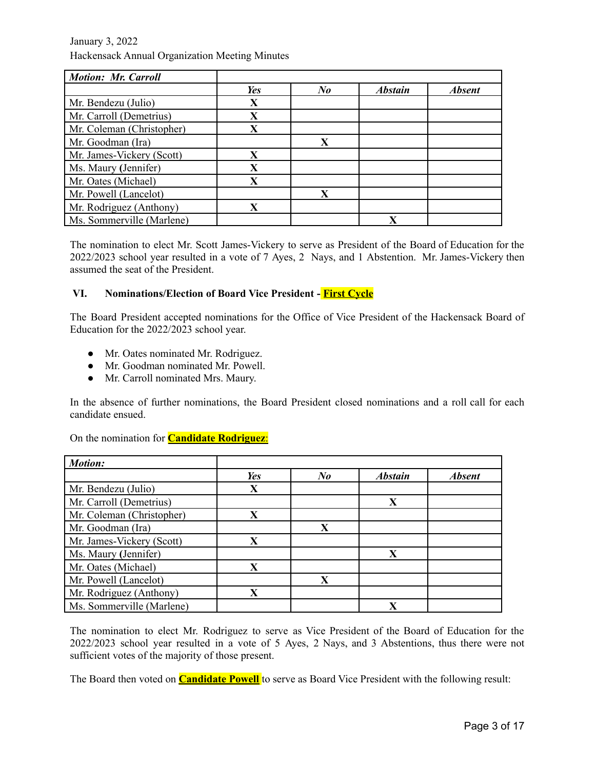| ***Motion: Mr. Carroll*** | | | | |
|---|---|---|---|---|
| | ***Yes*** | ***No*** | ***Abstain*** | ***Absent*** |
| Mr. Bendezu (Julio) | **X** | | | |
| Mr. Carroll (Demetrius) | **X** | | | |
| Mr. Coleman (Christopher) | **X** | | | |
| Mr. Goodman (Ira) | | **X** | | |
| Mr. James-Vickery (Scott) | **X** | | | |
| Ms. Maury (Jennifer) | **X** | | | |
| Mr. Oates (Michael) | **X** | | | |
| Mr. Powell (Lancelot) | | **X** | | |
| Mr. Rodriguez (Anthony) | **X** | | | |
| Ms. Sommerville (Marlene) | | | **X** | |

The nomination to elect Mr. Scott James-Vickery to serve as President of the Board of Education for the 2022/2023 school year resulted in a vote of 7 Ayes, 2 Nays, and 1 Abstention. Mr. James-Vickery then assumed the seat of the President.

### VI. Nominations/Election of Board Vice President - **First Cycle**

The Board President accepted nominations for the Office of Vice President of the Hackensack Board of Education for the 2022/2023 school year.

- Mr. Oates nominated Mr. Rodriguez.
- Mr. Goodman nominated Mr. Powell.
- Mr. Carroll nominated Mrs. Maury.

In the absence of further nominations, the Board President closed nominations and a roll call for each candidate ensued.

On the nomination for **Candidate Rodriguez**:

| ***Motion:*** | | | | |
|---|---|---|---|---|
| | ***Yes*** | ***No*** | ***Abstain*** | ***Absent*** |
| Mr. Bendezu (Julio) | **X** | | | |
| Mr. Carroll (Demetrius) | | | **X** | |
| Mr. Coleman (Christopher) | **X** | | | |
| Mr. Goodman (Ira) | | **X** | | |
| Mr. James-Vickery (Scott) | **X** | | | |
| Ms. Maury (Jennifer) | | | **X** | |
| Mr. Oates (Michael) | **X** | | | |
| Mr. Powell (Lancelot) | | **X** | | |
| Mr. Rodriguez (Anthony) | **X** | | | |
| Ms. Sommerville (Marlene) | | | **X** | |

The nomination to elect Mr. Rodriguez to serve as Vice President of the Board of Education for the 2022/2023 school year resulted in a vote of 5 Ayes, 2 Nays, and 3 Abstentions, thus there were not sufficient votes of the majority of those present.

The Board then voted on **Candidate Powell** to serve as Board Vice President with the following result: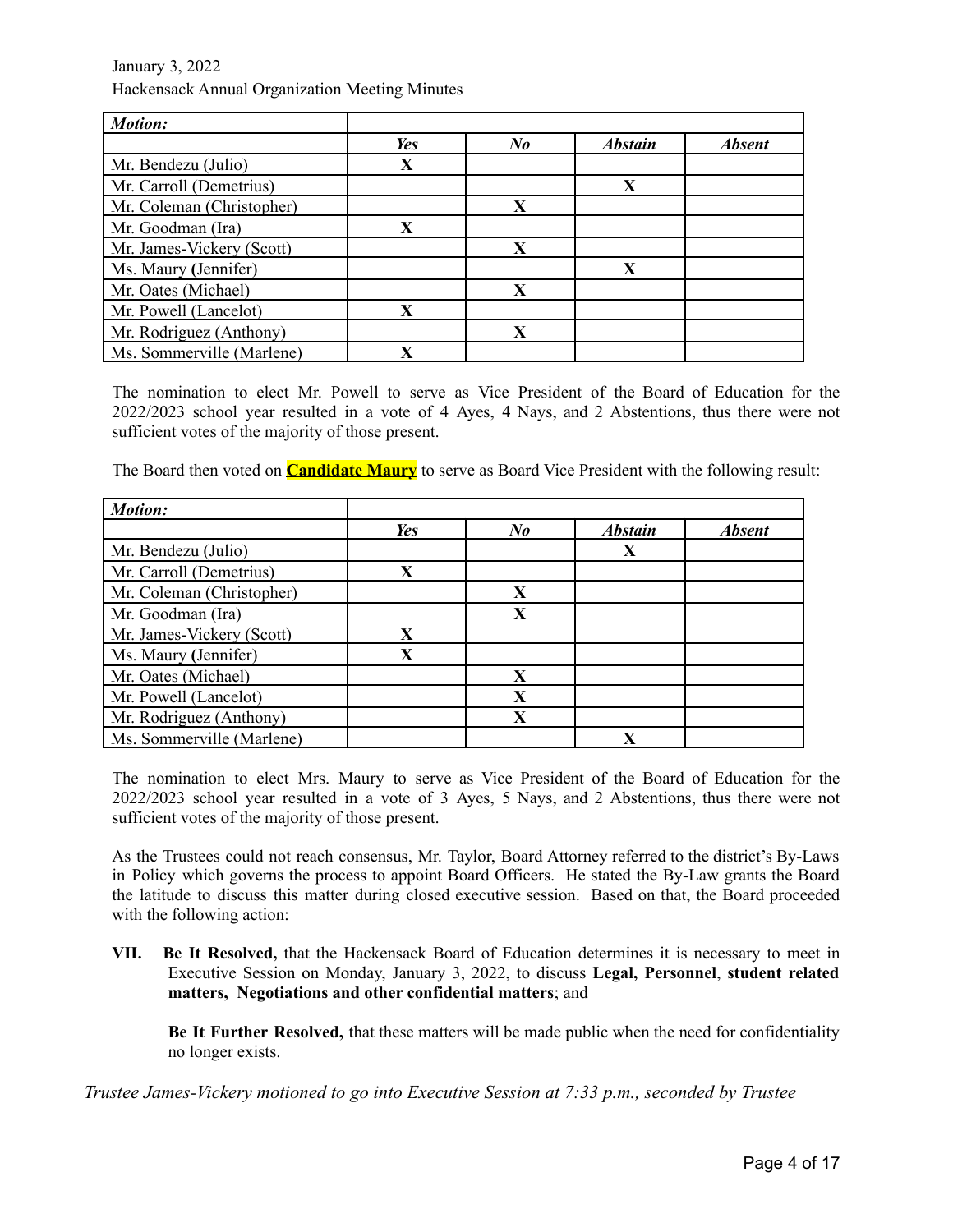| *Motion:* | | | | |
|---|---|---|---|---|
| | ***Yes*** | ***No*** | ***Abstain*** | ***Absent*** |
| Mr. Bendezu (Julio) | **X** | | | |
| Mr. Carroll (Demetrius) | | | **X** | |
| Mr. Coleman (Christopher) | | **X** | | |
| Mr. Goodman (Ira) | **X** | | | |
| Mr. James-Vickery (Scott) | | **X** | | |
| Ms. Maury (Jennifer) | | | **X** | |
| Mr. Oates (Michael) | | **X** | | |
| Mr. Powell (Lancelot) | **X** | | | |
| Mr. Rodriguez (Anthony) | | **X** | | |
| Ms. Sommerville (Marlene) | **X** | | | |

The nomination to elect Mr. Powell to serve as Vice President of the Board of Education for the 2022/2023 school year resulted in a vote of 4 Ayes, 4 Nays, and 2 Abstentions, thus there were not sufficient votes of the majority of those present.

The Board then voted on **Candidate Maury** to serve as Board Vice President with the following result:

| *Motion:* | | | | |
|---|---|---|---|---|
| | ***Yes*** | ***No*** | ***Abstain*** | ***Absent*** |
| Mr. Bendezu (Julio) | | | **X** | |
| Mr. Carroll (Demetrius) | **X** | | | |
| Mr. Coleman (Christopher) | | **X** | | |
| Mr. Goodman (Ira) | | **X** | | |
| Mr. James-Vickery (Scott) | **X** | | | |
| Ms. Maury (Jennifer) | **X** | | | |
| Mr. Oates (Michael) | | **X** | | |
| Mr. Powell (Lancelot) | | **X** | | |
| Mr. Rodriguez (Anthony) | | **X** | | |
| Ms. Sommerville (Marlene) | | | **X** | |

The nomination to elect Mrs. Maury to serve as Vice President of the Board of Education for the 2022/2023 school year resulted in a vote of 3 Ayes, 5 Nays, and 2 Abstentions, thus there were not sufficient votes of the majority of those present.

As the Trustees could not reach consensus, Mr. Taylor, Board Attorney referred to the district's By-Laws in Policy which governs the process to appoint Board Officers. He stated the By-Law grants the Board the latitude to discuss this matter during closed executive session. Based on that, the Board proceeded with the following action:

**VII. Be It Resolved,** that the Hackensack Board of Education determines it is necessary to meet in Executive Session on Monday, January 3, 2022, to discuss **Legal, Personnel**, **student related matters, Negotiations and other confidential matters**; and

**Be It Further Resolved,** that these matters will be made public when the need for confidentiality no longer exists.

*Trustee James-Vickery motioned to go into Executive Session at 7:33 p.m., seconded by Trustee*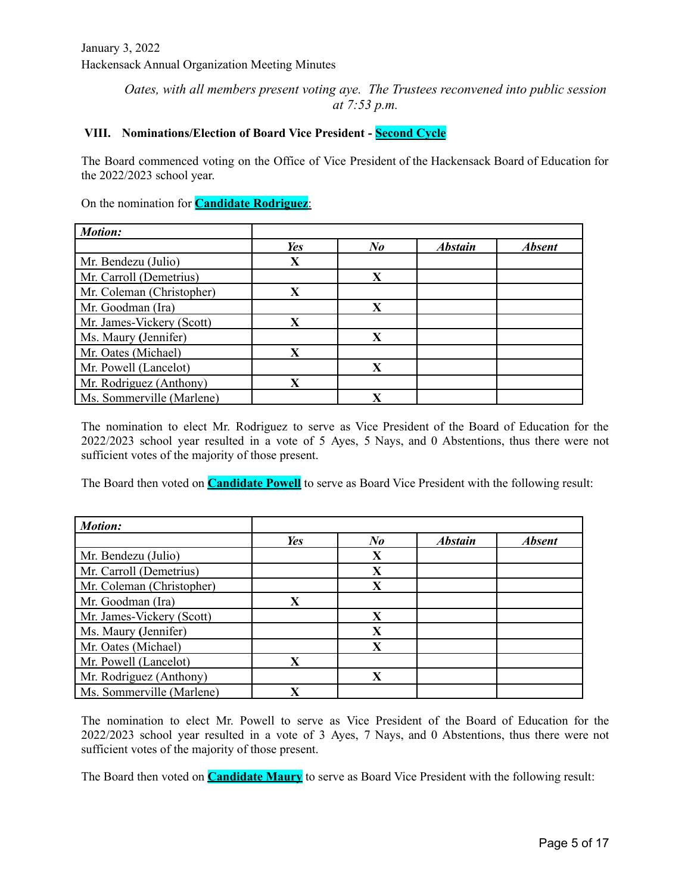*Oates, with all members present voting aye. The Trustees reconvened into public session at 7:53 p.m.*

### VIII. Nominations/Election of Board Vice President - Second Cycle

The Board commenced voting on the Office of Vice President of the Hackensack Board of Education for the 2022/2023 school year.

On the nomination for **Candidate Rodriguez**:

| ***Motion:*** | | | | |
|---|---|---|---|---|
| | ***Yes*** | ***No*** | ***Abstain*** | ***Absent*** |
| Mr. Bendezu (Julio) | **X** | | | |
| Mr. Carroll (Demetrius) | | **X** | | |
| Mr. Coleman (Christopher) | **X** | | | |
| Mr. Goodman (Ira) | | **X** | | |
| Mr. James-Vickery (Scott) | **X** | | | |
| Ms. Maury (Jennifer) | | **X** | | |
| Mr. Oates (Michael) | **X** | | | |
| Mr. Powell (Lancelot) | | **X** | | |
| Mr. Rodriguez (Anthony) | **X** | | | |
| Ms. Sommerville (Marlene) | | **X** | | |

The nomination to elect Mr. Rodriguez to serve as Vice President of the Board of Education for the 2022/2023 school year resulted in a vote of 5 Ayes, 5 Nays, and 0 Abstentions, thus there were not sufficient votes of the majority of those present.

The Board then voted on **Candidate Powell** to serve as Board Vice President with the following result:

| ***Motion:*** | | | | |
|---|---|---|---|---|
| | ***Yes*** | ***No*** | ***Abstain*** | ***Absent*** |
| Mr. Bendezu (Julio) | | **X** | | |
| Mr. Carroll (Demetrius) | | **X** | | |
| Mr. Coleman (Christopher) | | **X** | | |
| Mr. Goodman (Ira) | **X** | | | |
| Mr. James-Vickery (Scott) | | **X** | | |
| Ms. Maury (Jennifer) | | **X** | | |
| Mr. Oates (Michael) | | **X** | | |
| Mr. Powell (Lancelot) | **X** | | | |
| Mr. Rodriguez (Anthony) | | **X** | | |
| Ms. Sommerville (Marlene) | **X** | | | |

The nomination to elect Mr. Powell to serve as Vice President of the Board of Education for the 2022/2023 school year resulted in a vote of 3 Ayes, 7 Nays, and 0 Abstentions, thus there were not sufficient votes of the majority of those present.

The Board then voted on **Candidate Maury** to serve as Board Vice President with the following result: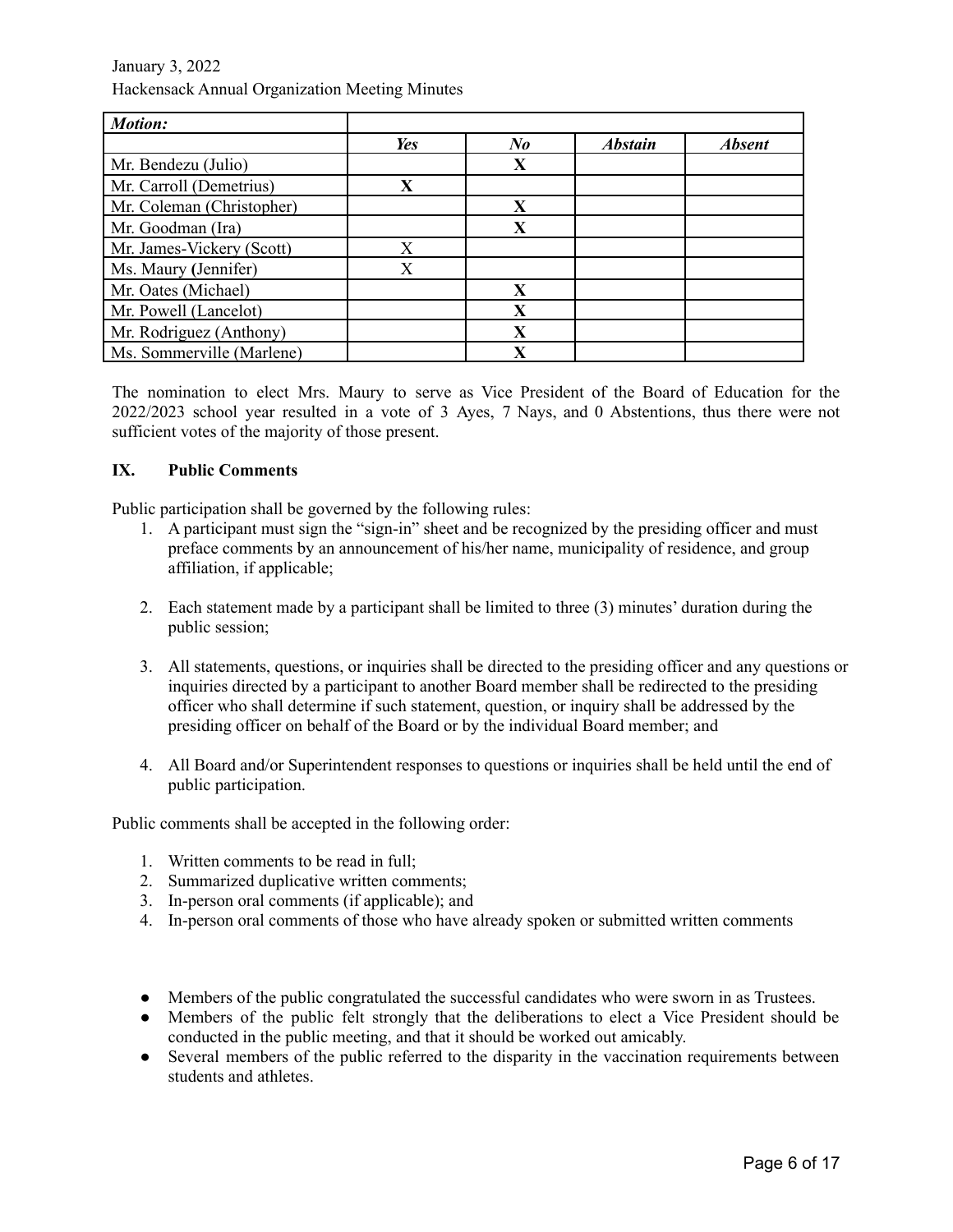| *Motion:* | | | | |
|---|---|---|---|---|
| | ***Yes*** | ***No*** | ***Abstain*** | ***Absent*** |
| Mr. Bendezu (Julio) | | **X** | | |
| Mr. Carroll (Demetrius) | **X** | | | |
| Mr. Coleman (Christopher) | | **X** | | |
| Mr. Goodman (Ira) | | **X** | | |
| Mr. James-Vickery (Scott) | X | | | |
| Ms. Maury **(**Jennifer) | X | | | |
| Mr. Oates (Michael) | | **X** | | |
| Mr. Powell (Lancelot) | | **X** | | |
| Mr. Rodriguez (Anthony) | | **X** | | |
| Ms. Sommerville (Marlene) | | **X** | | |

The nomination to elect Mrs. Maury to serve as Vice President of the Board of Education for the 2022/2023 school year resulted in a vote of 3 Ayes, 7 Nays, and 0 Abstentions, thus there were not sufficient votes of the majority of those present.

## IX. Public Comments

Public participation shall be governed by the following rules:

1. A participant must sign the "sign-in" sheet and be recognized by the presiding officer and must preface comments by an announcement of his/her name, municipality of residence, and group affiliation, if applicable;

2. Each statement made by a participant shall be limited to three (3) minutes' duration during the public session;

3. All statements, questions, or inquiries shall be directed to the presiding officer and any questions or inquiries directed by a participant to another Board member shall be redirected to the presiding officer who shall determine if such statement, question, or inquiry shall be addressed by the presiding officer on behalf of the Board or by the individual Board member; and

4. All Board and/or Superintendent responses to questions or inquiries shall be held until the end of public participation.

Public comments shall be accepted in the following order:

1. Written comments to be read in full;
2. Summarized duplicative written comments;
3. In-person oral comments (if applicable); and
4. In-person oral comments of those who have already spoken or submitted written comments

- Members of the public congratulated the successful candidates who were sworn in as Trustees.
- Members of the public felt strongly that the deliberations to elect a Vice President should be conducted in the public meeting, and that it should be worked out amicably.
- Several members of the public referred to the disparity in the vaccination requirements between students and athletes.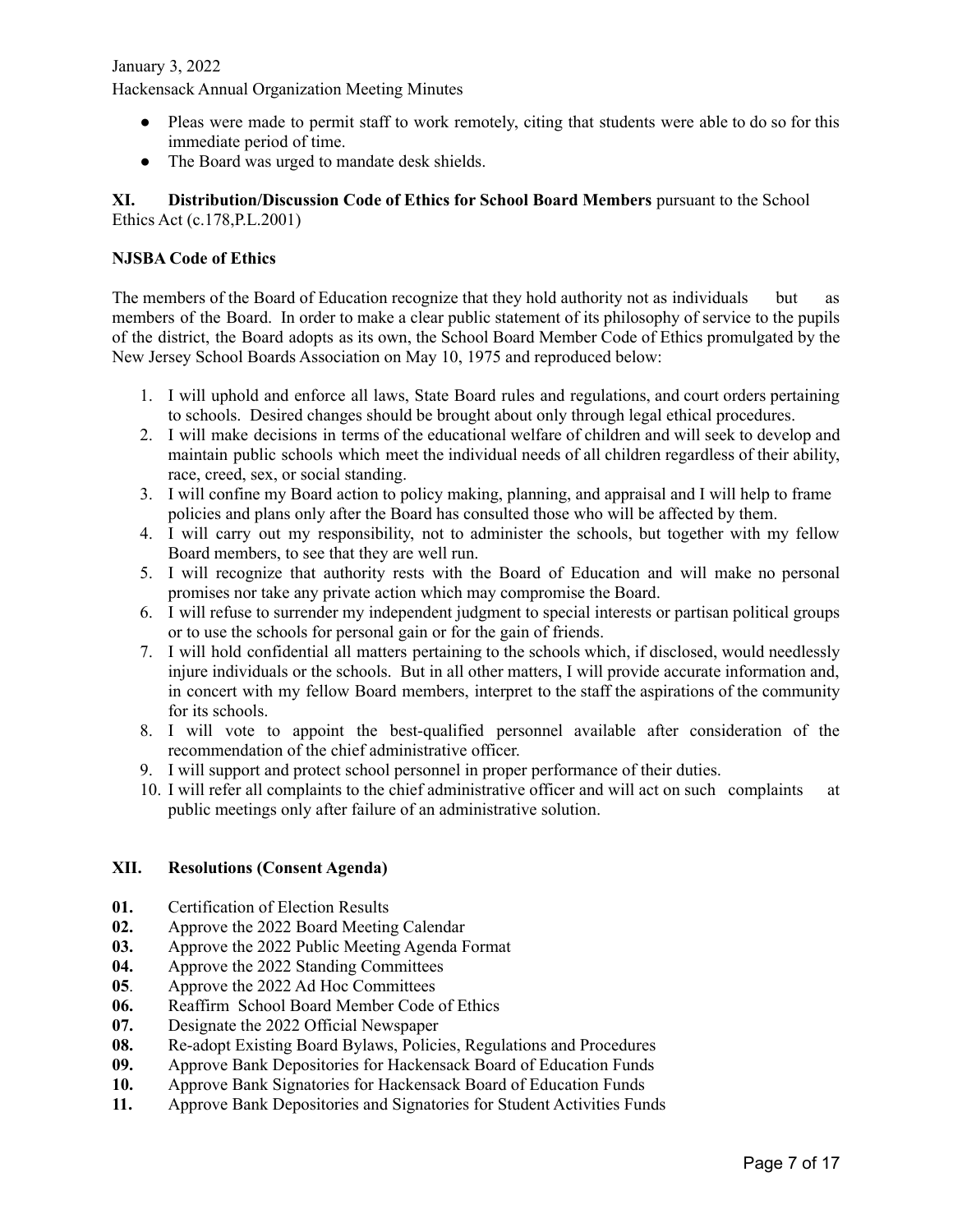- Pleas were made to permit staff to work remotely, citing that students were able to do so for this immediate period of time.
- The Board was urged to mandate desk shields.

**XI. Distribution/Discussion Code of Ethics for School Board Members** pursuant to the School Ethics Act (c.178,P.L.2001)

**NJSBA Code of Ethics**

The members of the Board of Education recognize that they hold authority not as individuals but as members of the Board. In order to make a clear public statement of its philosophy of service to the pupils of the district, the Board adopts as its own, the School Board Member Code of Ethics promulgated by the New Jersey School Boards Association on May 10, 1975 and reproduced below:

1. I will uphold and enforce all laws, State Board rules and regulations, and court orders pertaining to schools. Desired changes should be brought about only through legal ethical procedures.
2. I will make decisions in terms of the educational welfare of children and will seek to develop and maintain public schools which meet the individual needs of all children regardless of their ability, race, creed, sex, or social standing.
3. I will confine my Board action to policy making, planning, and appraisal and I will help to frame policies and plans only after the Board has consulted those who will be affected by them.
4. I will carry out my responsibility, not to administer the schools, but together with my fellow Board members, to see that they are well run.
5. I will recognize that authority rests with the Board of Education and will make no personal promises nor take any private action which may compromise the Board.
6. I will refuse to surrender my independent judgment to special interests or partisan political groups or to use the schools for personal gain or for the gain of friends.
7. I will hold confidential all matters pertaining to the schools which, if disclosed, would needlessly injure individuals or the schools. But in all other matters, I will provide accurate information and, in concert with my fellow Board members, interpret to the staff the aspirations of the community for its schools.
8. I will vote to appoint the best-qualified personnel available after consideration of the recommendation of the chief administrative officer.
9. I will support and protect school personnel in proper performance of their duties.
10. I will refer all complaints to the chief administrative officer and will act on such complaints at public meetings only after failure of an administrative solution.

**XII. Resolutions (Consent Agenda)**

**01.** Certification of Election Results
**02.** Approve the 2022 Board Meeting Calendar
**03.** Approve the 2022 Public Meeting Agenda Format
**04.** Approve the 2022 Standing Committees
**05**. Approve the 2022 Ad Hoc Committees
**06.** Reaffirm School Board Member Code of Ethics
**07.** Designate the 2022 Official Newspaper
**08.** Re-adopt Existing Board Bylaws, Policies, Regulations and Procedures
**09.** Approve Bank Depositories for Hackensack Board of Education Funds
**10.** Approve Bank Signatories for Hackensack Board of Education Funds
**11.** Approve Bank Depositories and Signatories for Student Activities Funds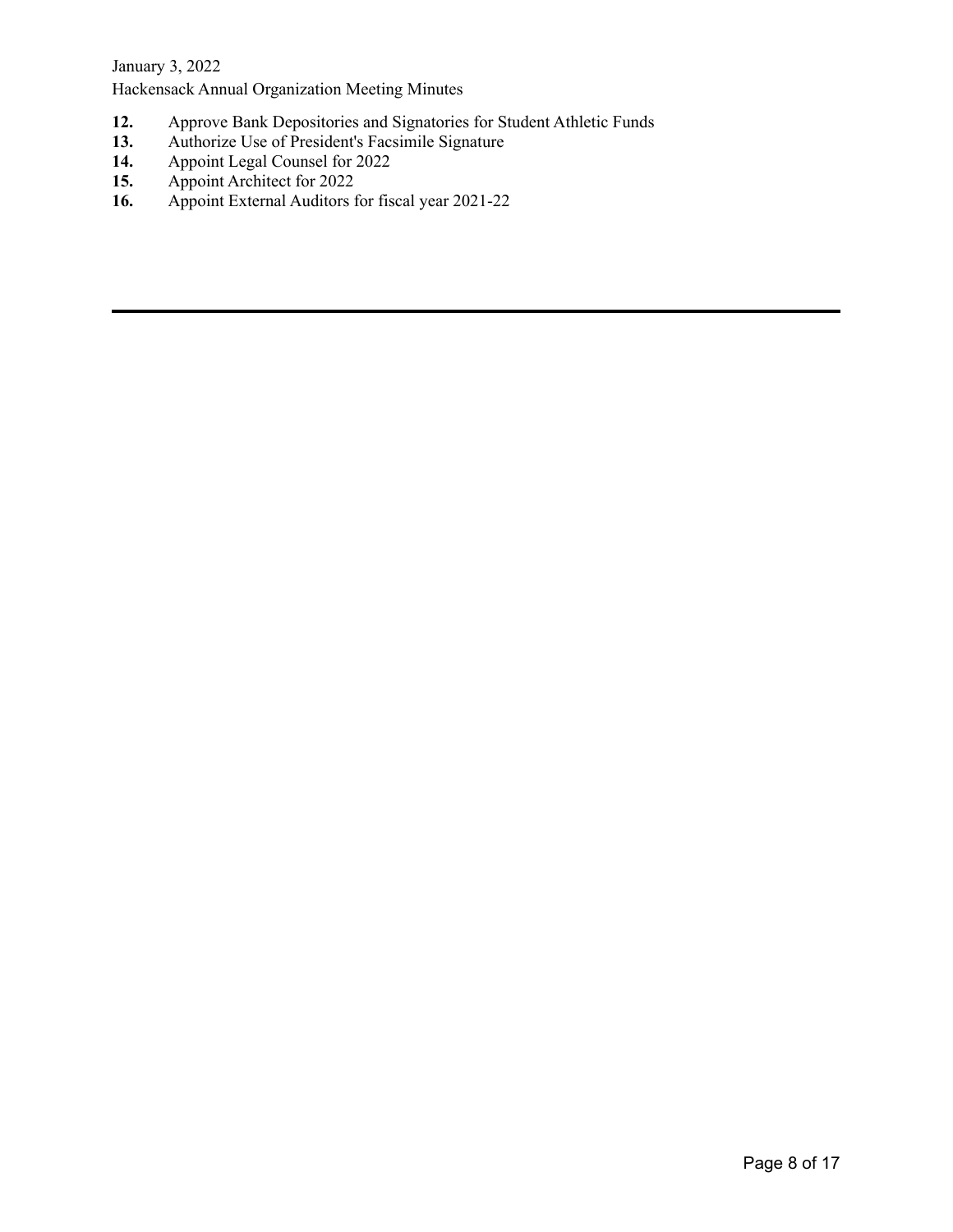**12.** Approve Bank Depositories and Signatories for Student Athletic Funds
**13.** Authorize Use of President's Facsimile Signature
**14.** Appoint Legal Counsel for 2022
**15.** Appoint Architect for 2022
**16.** Appoint External Auditors for fiscal year 2021-22

---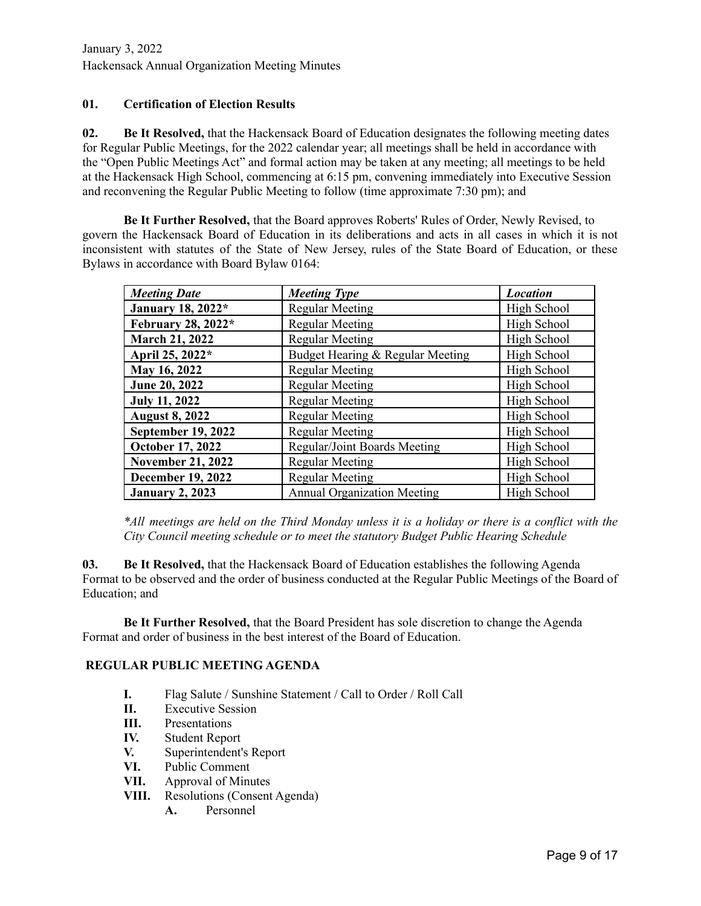**01. Certification of Election Results**

**02. Be It Resolved,** that the Hackensack Board of Education designates the following meeting dates for Regular Public Meetings, for the 2022 calendar year; all meetings shall be held in accordance with the "Open Public Meetings Act" and formal action may be taken at any meeting; all meetings to be held at the Hackensack High School, commencing at 6:15 pm, convening immediately into Executive Session and reconvening the Regular Public Meeting to follow (time approximate 7:30 pm); and

**Be It Further Resolved,** that the Board approves Roberts' Rules of Order, Newly Revised, to govern the Hackensack Board of Education in its deliberations and acts in all cases in which it is not inconsistent with statutes of the State of New Jersey, rules of the State Board of Education, or these Bylaws in accordance with Board Bylaw 0164:

| ***Meeting Date*** | ***Meeting Type*** | ***Location*** |
|---|---|---|
| **January 18, 2022*** | Regular Meeting | High School |
| **February 28, 2022*** | Regular Meeting | High School |
| **March 21, 2022** | Regular Meeting | High School |
| **April 25, 2022*** | Budget Hearing & Regular Meeting | High School |
| **May 16, 2022** | Regular Meeting | High School |
| **June 20, 2022** | Regular Meeting | High School |
| **July 11, 2022** | Regular Meeting | High School |
| **August 8, 2022** | Regular Meeting | High School |
| **September 19, 2022** | Regular Meeting | High School |
| **October 17, 2022** | Regular/Joint Boards Meeting | High School |
| **November 21, 2022** | Regular Meeting | High School |
| **December 19, 2022** | Regular Meeting | High School |
| **January 2, 2023** | Annual Organization Meeting | High School |

**All meetings are held on the Third Monday unless it is a holiday or there is a conflict with the City Council meeting schedule or to meet the statutory Budget Public Hearing Schedule*

**03. Be It Resolved,** that the Hackensack Board of Education establishes the following Agenda Format to be observed and the order of business conducted at the Regular Public Meetings of the Board of Education; and

**Be It Further Resolved,** that the Board President has sole discretion to change the Agenda Format and order of business in the best interest of the Board of Education.

**REGULAR PUBLIC MEETING AGENDA**

- **I.** Flag Salute / Sunshine Statement / Call to Order / Roll Call
- **II.** Executive Session
- **III.** Presentations
- **IV.** Student Report
- **V.** Superintendent's Report
- **VI.** Public Comment
- **VII.** Approval of Minutes
- **VIII.** Resolutions (Consent Agenda)
  - **A.** Personnel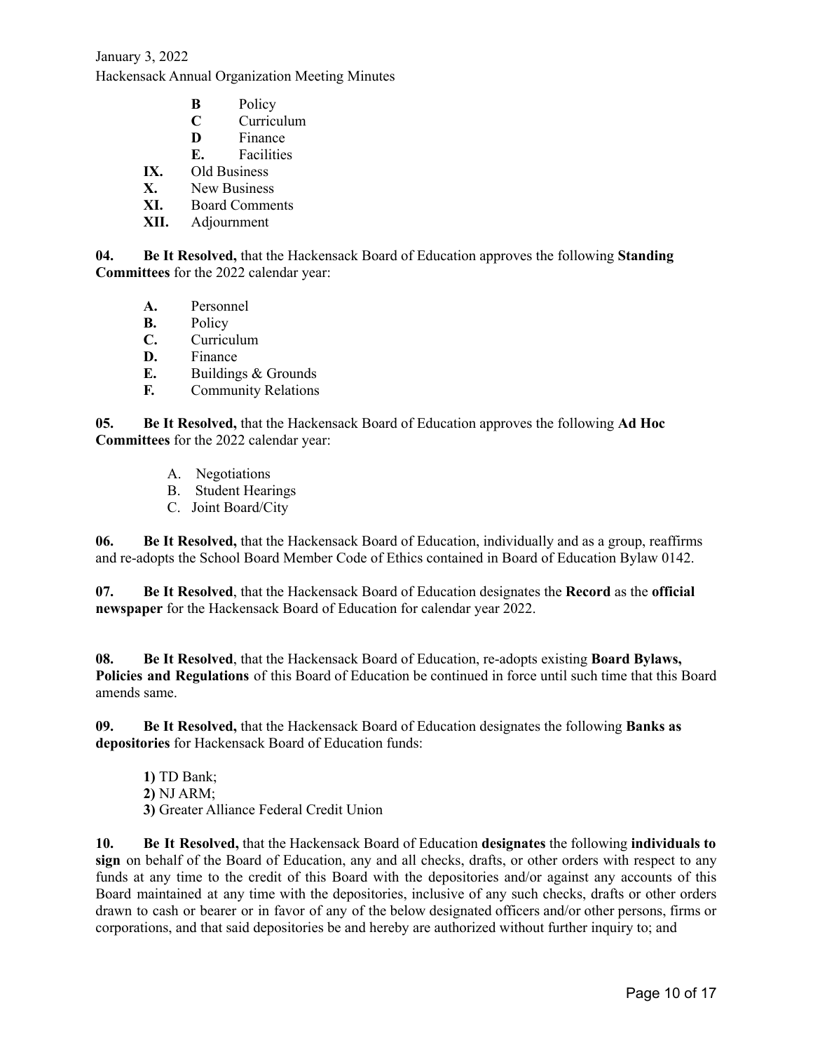- **B** Policy
- **C** Curriculum
- **D** Finance
- **E.** Facilities

**IX.** Old Business
**X.** New Business
**XI.** Board Comments
**XII.** Adjournment

**04. Be It Resolved,** that the Hackensack Board of Education approves the following **Standing Committees** for the 2022 calendar year:

- **A.** Personnel
- **B.** Policy
- **C.** Curriculum
- **D.** Finance
- **E.** Buildings & Grounds
- **F.** Community Relations

**05. Be It Resolved,** that the Hackensack Board of Education approves the following **Ad Hoc Committees** for the 2022 calendar year:

A. Negotiations
B. Student Hearings
C. Joint Board/City

**06. Be It Resolved,** that the Hackensack Board of Education, individually and as a group, reaffirms and re-adopts the School Board Member Code of Ethics contained in Board of Education Bylaw 0142.

**07. Be It Resolved**, that the Hackensack Board of Education designates the **Record** as the **official newspaper** for the Hackensack Board of Education for calendar year 2022.

**08. Be It Resolved**, that the Hackensack Board of Education, re-adopts existing **Board Bylaws, Policies and Regulations** of this Board of Education be continued in force until such time that this Board amends same.

**09. Be It Resolved,** that the Hackensack Board of Education designates the following **Banks as depositories** for Hackensack Board of Education funds:

**1)** TD Bank;
**2)** NJ ARM;
**3)** Greater Alliance Federal Credit Union

**10. Be It Resolved,** that the Hackensack Board of Education **designates** the following **individuals to sign** on behalf of the Board of Education, any and all checks, drafts, or other orders with respect to any funds at any time to the credit of this Board with the depositories and/or against any accounts of this Board maintained at any time with the depositories, inclusive of any such checks, drafts or other orders drawn to cash or bearer or in favor of any of the below designated officers and/or other persons, firms or corporations, and that said depositories be and hereby are authorized without further inquiry to; and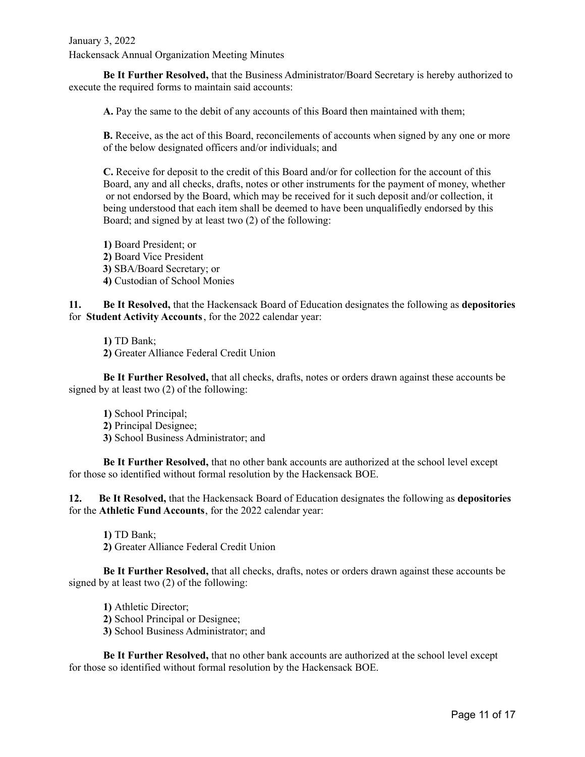**Be It Further Resolved,** that the Business Administrator/Board Secretary is hereby authorized to execute the required forms to maintain said accounts:

**A.** Pay the same to the debit of any accounts of this Board then maintained with them;

**B.** Receive, as the act of this Board, reconcilements of accounts when signed by any one or more of the below designated officers and/or individuals; and

**C.** Receive for deposit to the credit of this Board and/or for collection for the account of this Board, any and all checks, drafts, notes or other instruments for the payment of money, whether or not endorsed by the Board, which may be received for it such deposit and/or collection, it being understood that each item shall be deemed to have been unqualifiedly endorsed by this Board; and signed by at least two (2) of the following:

**1)** Board President; or
**2)** Board Vice President
**3)** SBA/Board Secretary; or
**4)** Custodian of School Monies

**11. Be It Resolved,** that the Hackensack Board of Education designates the following as **depositories** for **Student Activity Accounts**, for the 2022 calendar year:

**1)** TD Bank;
**2)** Greater Alliance Federal Credit Union

**Be It Further Resolved,** that all checks, drafts, notes or orders drawn against these accounts be signed by at least two (2) of the following:

**1)** School Principal;
**2)** Principal Designee;
**3)** School Business Administrator; and

**Be It Further Resolved,** that no other bank accounts are authorized at the school level except for those so identified without formal resolution by the Hackensack BOE.

**12. Be It Resolved,** that the Hackensack Board of Education designates the following as **depositories** for the **Athletic Fund Accounts**, for the 2022 calendar year:

**1)** TD Bank;
**2)** Greater Alliance Federal Credit Union

**Be It Further Resolved,** that all checks, drafts, notes or orders drawn against these accounts be signed by at least two (2) of the following:

**1)** Athletic Director;
**2)** School Principal or Designee;
**3)** School Business Administrator; and

**Be It Further Resolved,** that no other bank accounts are authorized at the school level except for those so identified without formal resolution by the Hackensack BOE.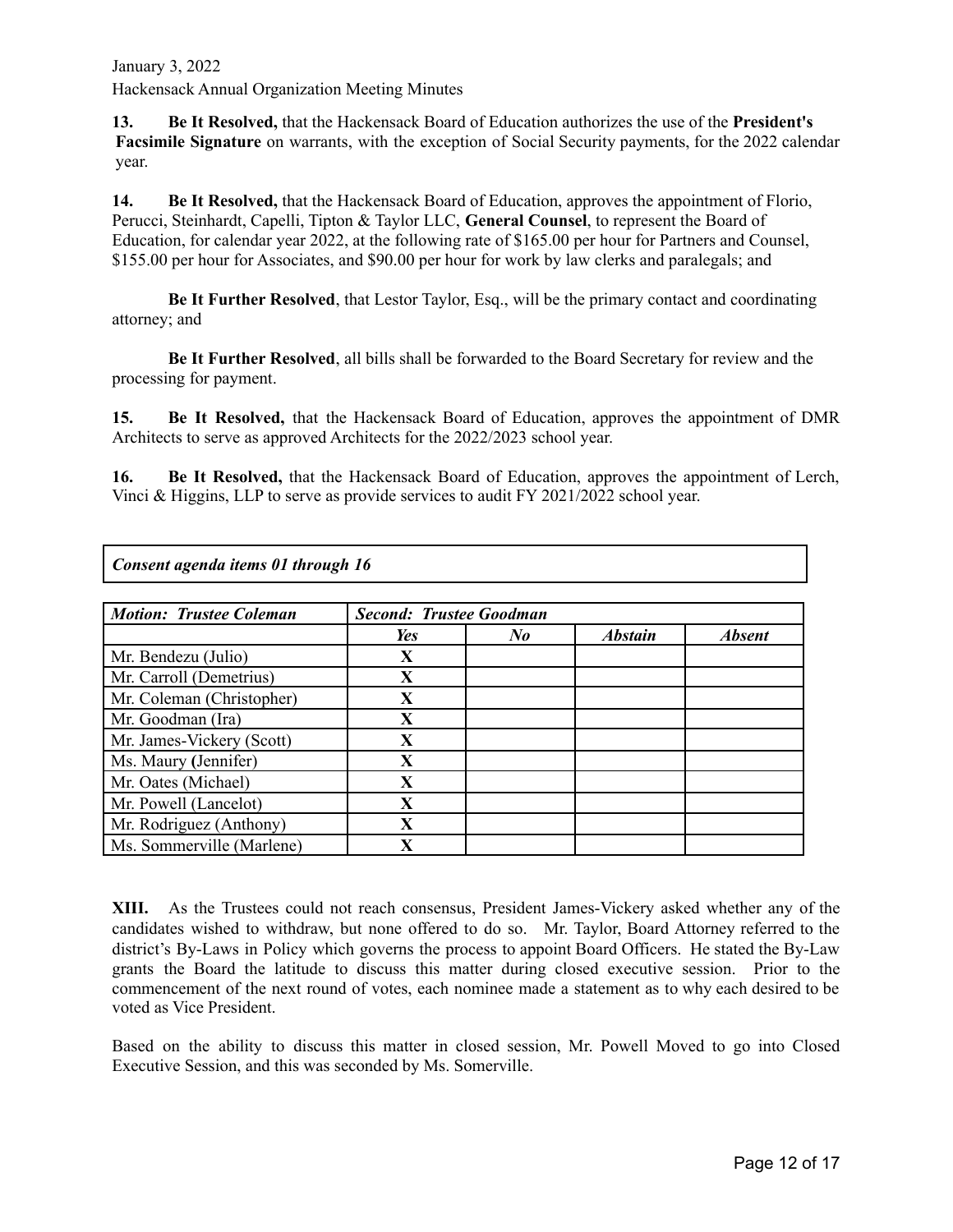**13. Be It Resolved,** that the Hackensack Board of Education authorizes the use of the **President's Facsimile Signature** on warrants, with the exception of Social Security payments, for the 2022 calendar year.

**14. Be It Resolved,** that the Hackensack Board of Education, approves the appointment of Florio, Perucci, Steinhardt, Capelli, Tipton & Taylor LLC, **General Counsel**, to represent the Board of Education, for calendar year 2022, at the following rate of $165.00 per hour for Partners and Counsel, $155.00 per hour for Associates, and $90.00 per hour for work by law clerks and paralegals; and

**Be It Further Resolved**, that Lestor Taylor, Esq., will be the primary contact and coordinating attorney; and

**Be It Further Resolved**, all bills shall be forwarded to the Board Secretary for review and the processing for payment.

**15. Be It Resolved,** that the Hackensack Board of Education, approves the appointment of DMR Architects to serve as approved Architects for the 2022/2023 school year.

**16. Be It Resolved,** that the Hackensack Board of Education, approves the appointment of Lerch, Vinci & Higgins, LLP to serve as provide services to audit FY 2021/2022 school year.

***Consent agenda items 01 through 16***

| ***Motion: Trustee Coleman*** | ***Second: Trustee Goodman*** | | | |
|---|---|---|---|---|
| | ***Yes*** | ***No*** | ***Abstain*** | ***Absent*** |
| Mr. Bendezu (Julio) | **X** | | | |
| Mr. Carroll (Demetrius) | **X** | | | |
| Mr. Coleman (Christopher) | **X** | | | |
| Mr. Goodman (Ira) | **X** | | | |
| Mr. James-Vickery (Scott) | **X** | | | |
| Ms. Maury **(**Jennifer) | **X** | | | |
| Mr. Oates (Michael) | **X** | | | |
| Mr. Powell (Lancelot) | **X** | | | |
| Mr. Rodriguez (Anthony) | **X** | | | |
| Ms. Sommerville (Marlene) | **X** | | | |

**XIII.** As the Trustees could not reach consensus, President James-Vickery asked whether any of the candidates wished to withdraw, but none offered to do so. Mr. Taylor, Board Attorney referred to the district's By-Laws in Policy which governs the process to appoint Board Officers. He stated the By-Law grants the Board the latitude to discuss this matter during closed executive session. Prior to the commencement of the next round of votes, each nominee made a statement as to why each desired to be voted as Vice President.

Based on the ability to discuss this matter in closed session, Mr. Powell Moved to go into Closed Executive Session, and this was seconded by Ms. Somerville.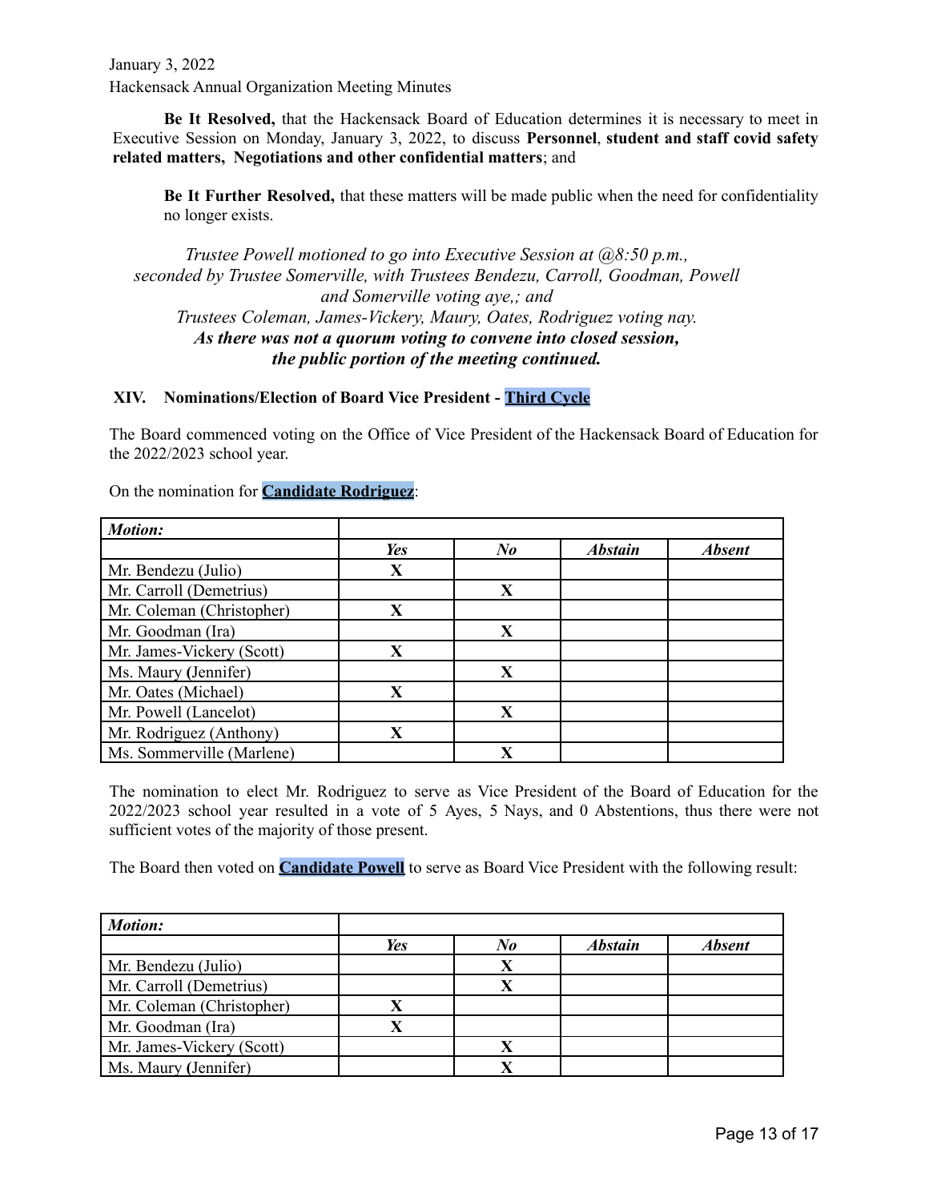**Be It Resolved,** that the Hackensack Board of Education determines it is necessary to meet in Executive Session on Monday, January 3, 2022, to discuss **Personnel**, **student and staff covid safety related matters, Negotiations and other confidential matters**; and

**Be It Further Resolved,** that these matters will be made public when the need for confidentiality no longer exists.

*Trustee Powell motioned to go into Executive Session at @8:50 p.m., seconded by Trustee Somerville, with Trustees Bendezu, Carroll, Goodman, Powell and Somerville voting aye,; and Trustees Coleman, James-Vickery, Maury, Oates, Rodriguez voting nay.*
***As there was not a quorum voting to convene into closed session, the public portion of the meeting continued.***

## XIV. Nominations/Election of Board Vice President - Third Cycle

The Board commenced voting on the Office of Vice President of the Hackensack Board of Education for the 2022/2023 school year.

On the nomination for **Candidate Rodriguez**:

| *Motion:* | | | | |
|---|---|---|---|---|
| | ***Yes*** | ***No*** | ***Abstain*** | ***Absent*** |
| Mr. Bendezu (Julio) | X | | | |
| Mr. Carroll (Demetrius) | | X | | |
| Mr. Coleman (Christopher) | X | | | |
| Mr. Goodman (Ira) | | X | | |
| Mr. James-Vickery (Scott) | X | | | |
| Ms. Maury (Jennifer) | | X | | |
| Mr. Oates (Michael) | X | | | |
| Mr. Powell (Lancelot) | | X | | |
| Mr. Rodriguez (Anthony) | X | | | |
| Ms. Sommerville (Marlene) | | X | | |

The nomination to elect Mr. Rodriguez to serve as Vice President of the Board of Education for the 2022/2023 school year resulted in a vote of 5 Ayes, 5 Nays, and 0 Abstentions, thus there were not sufficient votes of the majority of those present.

The Board then voted on **Candidate Powell** to serve as Board Vice President with the following result:

| *Motion:* | | | | |
|---|---|---|---|---|
| | ***Yes*** | ***No*** | ***Abstain*** | ***Absent*** |
| Mr. Bendezu (Julio) | | X | | |
| Mr. Carroll (Demetrius) | | X | | |
| Mr. Coleman (Christopher) | X | | | |
| Mr. Goodman (Ira) | X | | | |
| Mr. James-Vickery (Scott) | | X | | |
| Ms. Maury (Jennifer) | | X | | |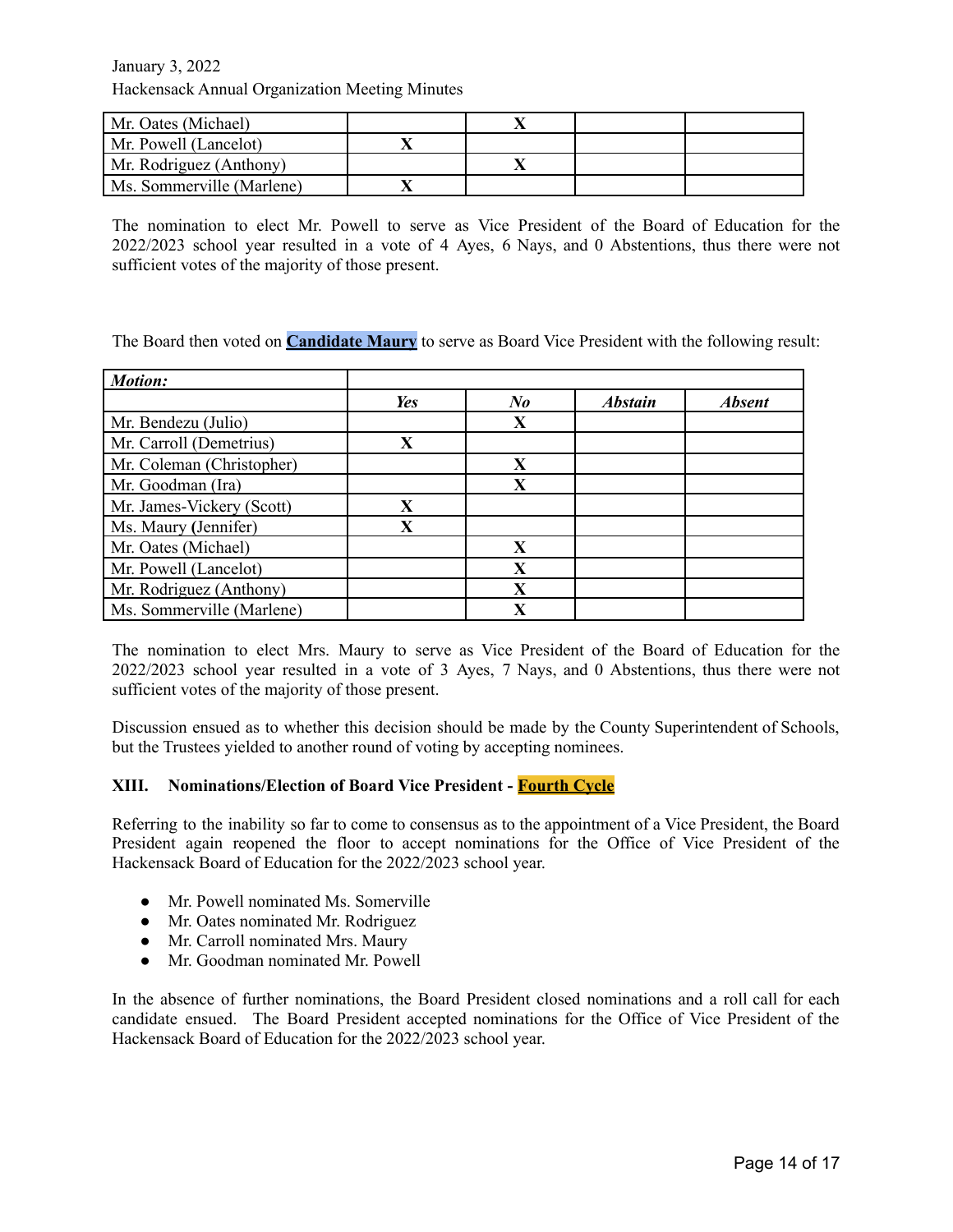| Mr. Oates (Michael) | | X | | |
| --- | --- | --- | --- | --- |
| Mr. Powell (Lancelot) | X | | | |
| Mr. Rodriguez (Anthony) | | X | | |
| Ms. Sommerville (Marlene) | X | | | |

The nomination to elect Mr. Powell to serve as Vice President of the Board of Education for the 2022/2023 school year resulted in a vote of 4 Ayes, 6 Nays, and 0 Abstentions, thus there were not sufficient votes of the majority of those present.

The Board then voted on **Candidate Maury** to serve as Board Vice President with the following result:

| ***Motion:*** | | | | |
| --- | --- | --- | --- | --- |
| | ***Yes*** | ***No*** | ***Abstain*** | ***Absent*** |
| Mr. Bendezu (Julio) | | X | | |
| Mr. Carroll (Demetrius) | X | | | |
| Mr. Coleman (Christopher) | | X | | |
| Mr. Goodman (Ira) | | X | | |
| Mr. James-Vickery (Scott) | X | | | |
| Ms. Maury (Jennifer) | X | | | |
| Mr. Oates (Michael) | | X | | |
| Mr. Powell (Lancelot) | | X | | |
| Mr. Rodriguez (Anthony) | | X | | |
| Ms. Sommerville (Marlene) | | X | | |

The nomination to elect Mrs. Maury to serve as Vice President of the Board of Education for the 2022/2023 school year resulted in a vote of 3 Ayes, 7 Nays, and 0 Abstentions, thus there were not sufficient votes of the majority of those present.

Discussion ensued as to whether this decision should be made by the County Superintendent of Schools, but the Trustees yielded to another round of voting by accepting nominees.

**XIII. Nominations/Election of Board Vice President - Fourth Cycle**

Referring to the inability so far to come to consensus as to the appointment of a Vice President, the Board President again reopened the floor to accept nominations for the Office of Vice President of the Hackensack Board of Education for the 2022/2023 school year.

- Mr. Powell nominated Ms. Somerville
- Mr. Oates nominated Mr. Rodriguez
- Mr. Carroll nominated Mrs. Maury
- Mr. Goodman nominated Mr. Powell

In the absence of further nominations, the Board President closed nominations and a roll call for each candidate ensued. The Board President accepted nominations for the Office of Vice President of the Hackensack Board of Education for the 2022/2023 school year.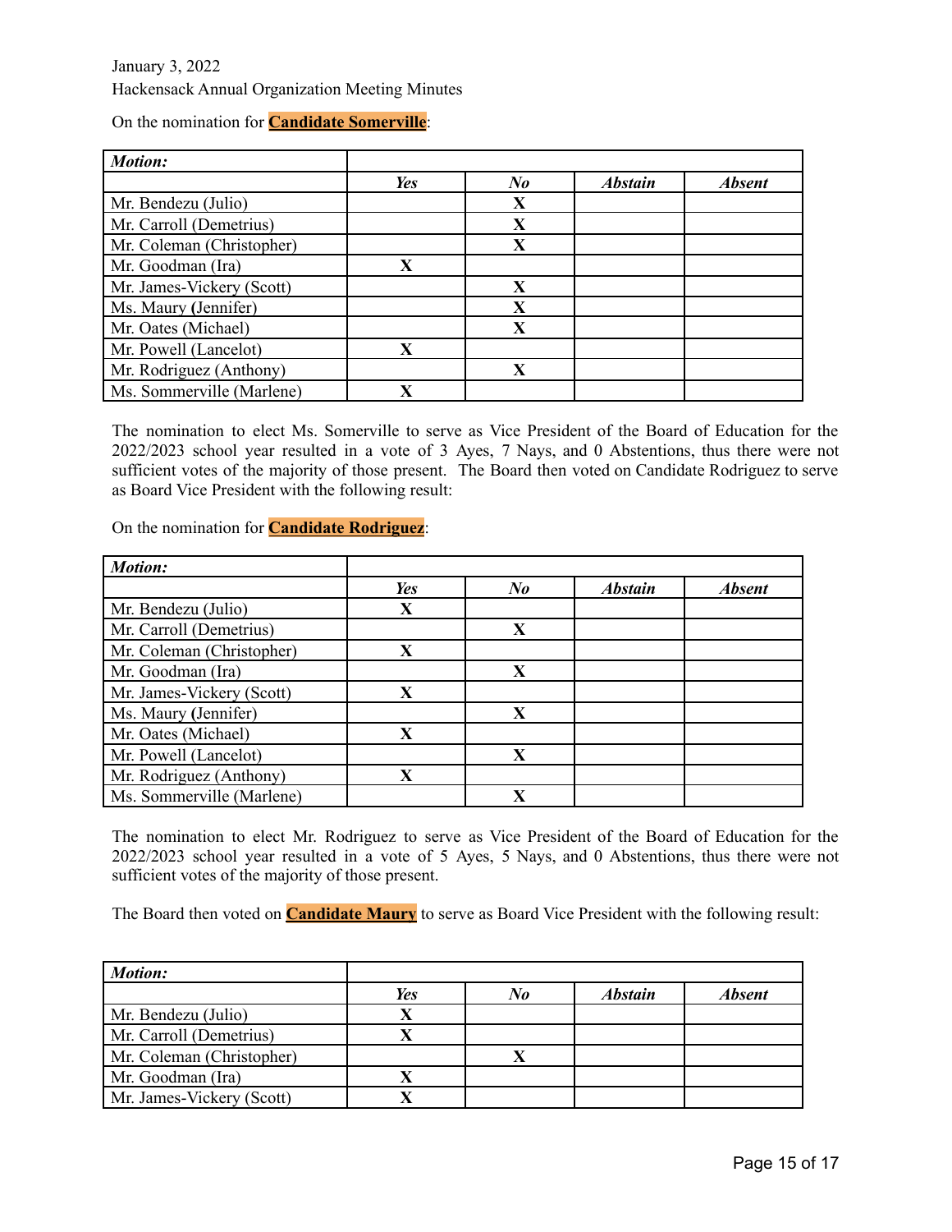On the nomination for **Candidate Somerville**:

| *Motion:* | | | | |
|---|---|---|---|---|
| | ***Yes*** | ***No*** | ***Abstain*** | ***Absent*** |
| Mr. Bendezu (Julio) | | X | | |
| Mr. Carroll (Demetrius) | | X | | |
| Mr. Coleman (Christopher) | | X | | |
| Mr. Goodman (Ira) | X | | | |
| Mr. James-Vickery (Scott) | | X | | |
| Ms. Maury (Jennifer) | | X | | |
| Mr. Oates (Michael) | | X | | |
| Mr. Powell (Lancelot) | X | | | |
| Mr. Rodriguez (Anthony) | | X | | |
| Ms. Sommerville (Marlene) | X | | | |

The nomination to elect Ms. Somerville to serve as Vice President of the Board of Education for the 2022/2023 school year resulted in a vote of 3 Ayes, 7 Nays, and 0 Abstentions, thus there were not sufficient votes of the majority of those present. The Board then voted on Candidate Rodriguez to serve as Board Vice President with the following result:

On the nomination for **Candidate Rodriguez**:

| *Motion:* | | | | |
|---|---|---|---|---|
| | ***Yes*** | ***No*** | ***Abstain*** | ***Absent*** |
| Mr. Bendezu (Julio) | X | | | |
| Mr. Carroll (Demetrius) | | X | | |
| Mr. Coleman (Christopher) | X | | | |
| Mr. Goodman (Ira) | | X | | |
| Mr. James-Vickery (Scott) | X | | | |
| Ms. Maury (Jennifer) | | X | | |
| Mr. Oates (Michael) | X | | | |
| Mr. Powell (Lancelot) | | X | | |
| Mr. Rodriguez (Anthony) | X | | | |
| Ms. Sommerville (Marlene) | | X | | |

The nomination to elect Mr. Rodriguez to serve as Vice President of the Board of Education for the 2022/2023 school year resulted in a vote of 5 Ayes, 5 Nays, and 0 Abstentions, thus there were not sufficient votes of the majority of those present.

The Board then voted on **Candidate Maury** to serve as Board Vice President with the following result:

| *Motion:* | | | | |
|---|---|---|---|---|
| | ***Yes*** | ***No*** | ***Abstain*** | ***Absent*** |
| Mr. Bendezu (Julio) | X | | | |
| Mr. Carroll (Demetrius) | X | | | |
| Mr. Coleman (Christopher) | | X | | |
| Mr. Goodman (Ira) | X | | | |
| Mr. James-Vickery (Scott) | X | | | |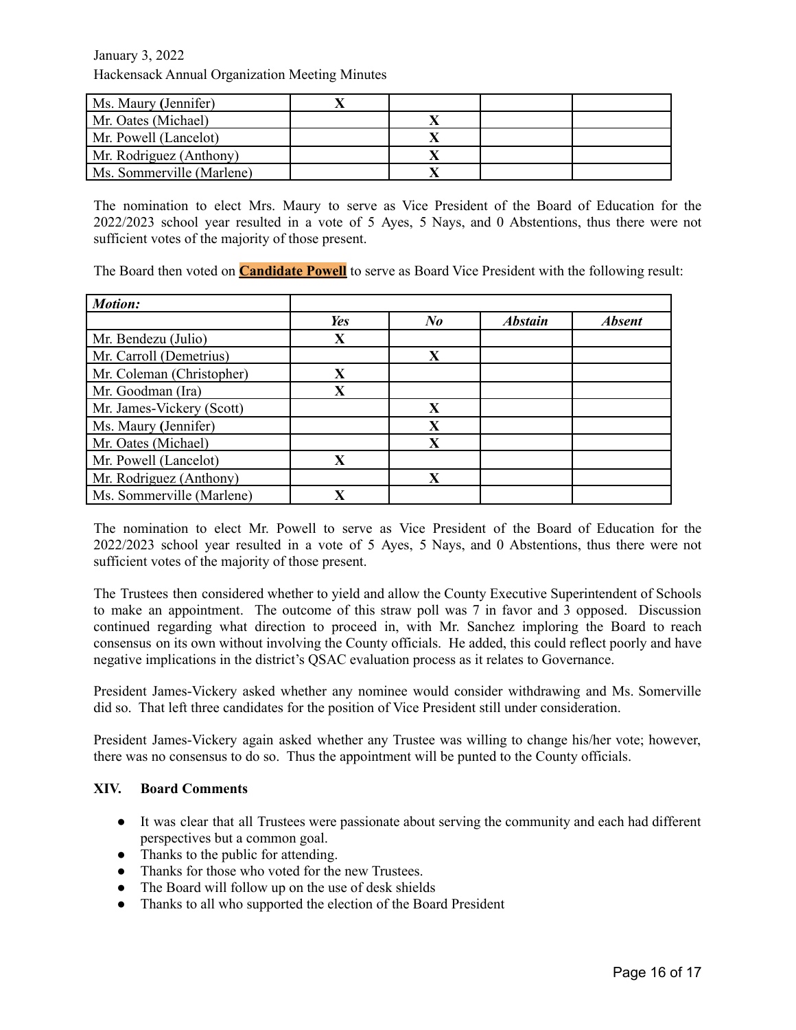| | | | | |
|---|---|---|---|---|
| Ms. Maury (Jennifer) | X | | | |
| Mr. Oates (Michael) | | X | | |
| Mr. Powell (Lancelot) | | X | | |
| Mr. Rodriguez (Anthony) | | X | | |
| Ms. Sommerville (Marlene) | | X | | |

The nomination to elect Mrs. Maury to serve as Vice President of the Board of Education for the 2022/2023 school year resulted in a vote of 5 Ayes, 5 Nays, and 0 Abstentions, thus there were not sufficient votes of the majority of those present.

The Board then voted on **Candidate Powell** to serve as Board Vice President with the following result:

| ***Motion:*** | | | | |
|---|---|---|---|---|
| | ***Yes*** | ***No*** | ***Abstain*** | ***Absent*** |
| Mr. Bendezu (Julio) | X | | | |
| Mr. Carroll (Demetrius) | | X | | |
| Mr. Coleman (Christopher) | X | | | |
| Mr. Goodman (Ira) | X | | | |
| Mr. James-Vickery (Scott) | | X | | |
| Ms. Maury (Jennifer) | | X | | |
| Mr. Oates (Michael) | | X | | |
| Mr. Powell (Lancelot) | X | | | |
| Mr. Rodriguez (Anthony) | | X | | |
| Ms. Sommerville (Marlene) | X | | | |

The nomination to elect Mr. Powell to serve as Vice President of the Board of Education for the 2022/2023 school year resulted in a vote of 5 Ayes, 5 Nays, and 0 Abstentions, thus there were not sufficient votes of the majority of those present.

The Trustees then considered whether to yield and allow the County Executive Superintendent of Schools to make an appointment. The outcome of this straw poll was 7 in favor and 3 opposed. Discussion continued regarding what direction to proceed in, with Mr. Sanchez imploring the Board to reach consensus on its own without involving the County officials. He added, this could reflect poorly and have negative implications in the district's QSAC evaluation process as it relates to Governance.

President James-Vickery asked whether any nominee would consider withdrawing and Ms. Somerville did so. That left three candidates for the position of Vice President still under consideration.

President James-Vickery again asked whether any Trustee was willing to change his/her vote; however, there was no consensus to do so. Thus the appointment will be punted to the County officials.

### XIV. Board Comments

- It was clear that all Trustees were passionate about serving the community and each had different perspectives but a common goal.
- Thanks to the public for attending.
- Thanks for those who voted for the new Trustees.
- The Board will follow up on the use of desk shields
- Thanks to all who supported the election of the Board President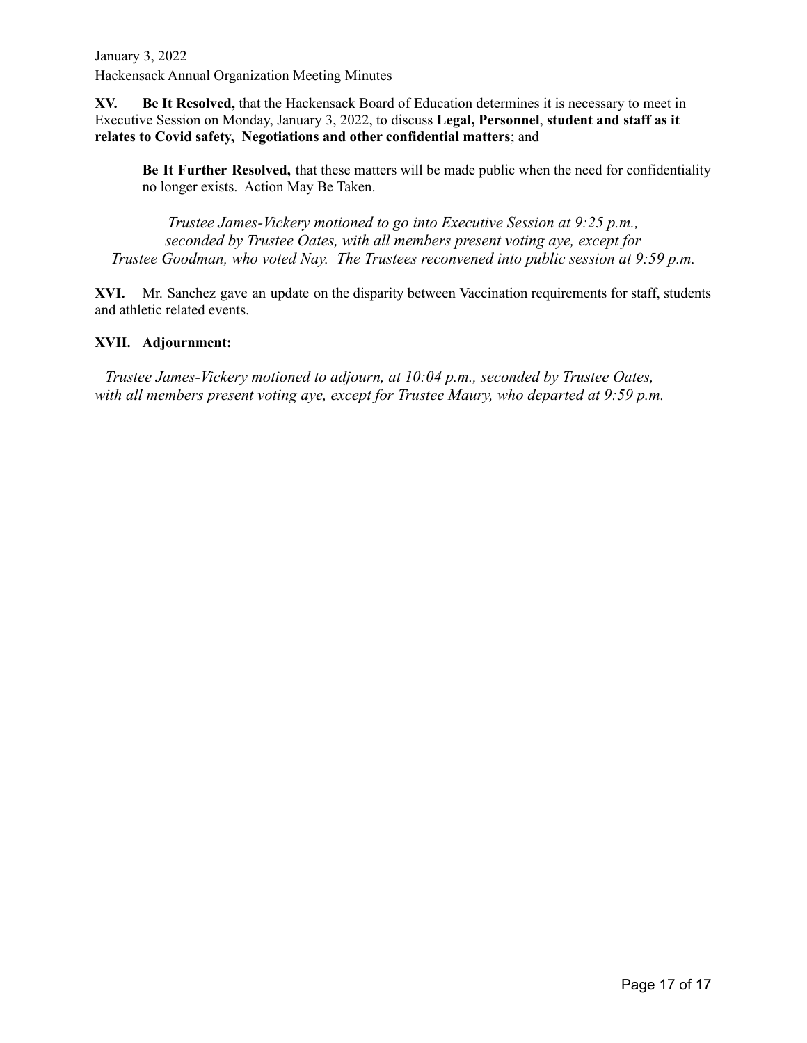**XV. Be It Resolved,** that the Hackensack Board of Education determines it is necessary to meet in Executive Session on Monday, January 3, 2022, to discuss **Legal, Personnel**, **student and staff as it relates to Covid safety, Negotiations and other confidential matters**; and

> **Be It Further Resolved,** that these matters will be made public when the need for confidentiality no longer exists. Action May Be Taken.

*Trustee James-Vickery motioned to go into Executive Session at 9:25 p.m., seconded by Trustee Oates, with all members present voting aye, except for Trustee Goodman, who voted Nay. The Trustees reconvened into public session at 9:59 p.m.*

**XVI.** Mr. Sanchez gave an update on the disparity between Vaccination requirements for staff, students and athletic related events.

**XVII. Adjournment:**

*Trustee James-Vickery motioned to adjourn, at 10:04 p.m., seconded by Trustee Oates, with all members present voting aye, except for Trustee Maury, who departed at 9:59 p.m.*